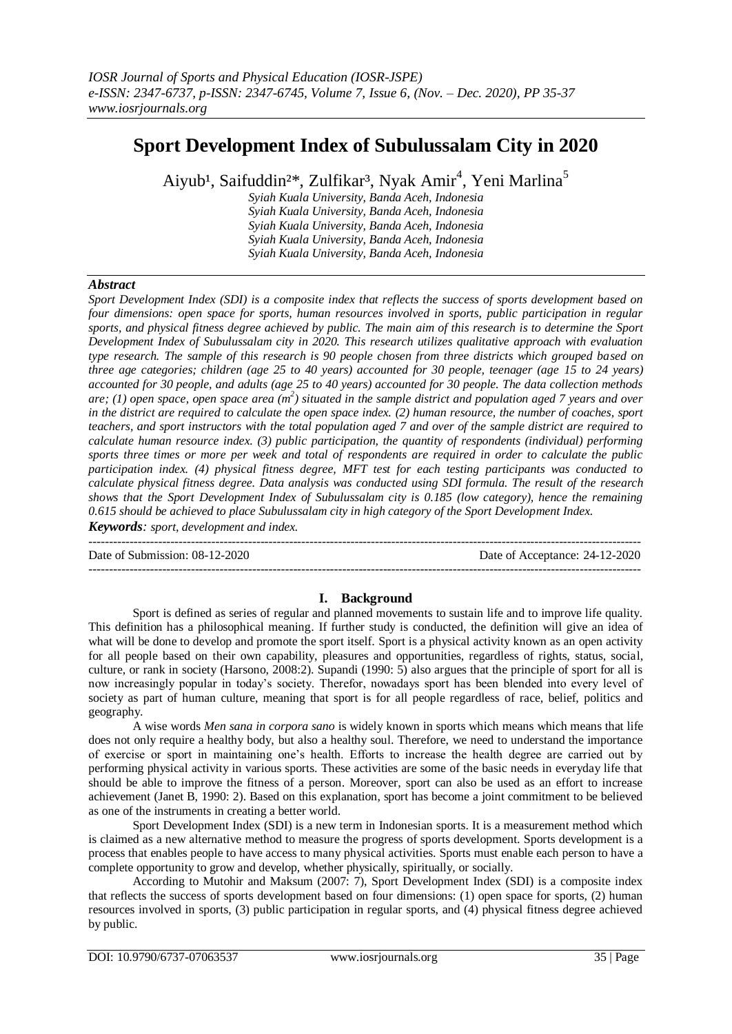# Sport Development Index of Subulussalam City in 2020

Aiyub[1], Saifuddin[2]*, Zulfikar[3], Nyak Amir[4], Yeni Marlina[5]

*Syiah Kuala University, Banda Aceh, Indonesia*
*Syiah Kuala University, Banda Aceh, Indonesia*
*Syiah Kuala University, Banda Aceh, Indonesia*
*Syiah Kuala University, Banda Aceh, Indonesia*
*Syiah Kuala University, Banda Aceh, Indonesia*

***Abstract***

*Sport Development Index (SDI) is a composite index that reflects the success of sports development based on four dimensions: open space for sports, human resources involved in sports, public participation in regular sports, and physical fitness degree achieved by public. The main aim of this research is to determine the Sport Development Index of Subulussalam city in 2020. This research utilizes qualitative approach with evaluation type research. The sample of this research is 90 people chosen from three districts which grouped based on three age categories; children (age 25 to 40 years) accounted for 30 people, teenager (age 15 to 24 years) accounted for 30 people, and adults (age 25 to 40 years) accounted for 30 people. The data collection methods are; (1) open space, open space area ($m^2$) situated in the sample district and population aged 7 years and over in the district are required to calculate the open space index. (2) human resource, the number of coaches, sport teachers, and sport instructors with the total population aged 7 and over of the sample district are required to calculate human resource index. (3) public participation, the quantity of respondents (individual) performing sports three times or more per week and total of respondents are required in order to calculate the public participation index. (4) physical fitness degree, MFT test for each testing participants was conducted to calculate physical fitness degree. Data analysis was conducted using SDI formula. The result of the research shows that the Sport Development Index of Subulussalam city is 0.185 (low category), hence the remaining 0.615 should be achieved to place Subulussalam city in high category of the Sport Development Index.*

***Keywords****: sport, development and index.*

Date of Submission: 08-12-2020 Date of Acceptance: 24-12-2020

## I. Background

Sport is defined as series of regular and planned movements to sustain life and to improve life quality. This definition has a philosophical meaning. If further study is conducted, the definition will give an idea of what will be done to develop and promote the sport itself. Sport is a physical activity known as an open activity for all people based on their own capability, pleasures and opportunities, regardless of rights, status, social, culture, or rank in society (Harsono, 2008:2). Supandi (1990: 5) also argues that the principle of sport for all is now increasingly popular in today's society. Therefor, nowadays sport has been blended into every level of society as part of human culture, meaning that sport is for all people regardless of race, belief, politics and geography.

A wise words *Men sana in corpora sano* is widely known in sports which means which means that life does not only require a healthy body, but also a healthy soul. Therefore, we need to understand the importance of exercise or sport in maintaining one's health. Efforts to increase the health degree are carried out by performing physical activity in various sports. These activities are some of the basic needs in everyday life that should be able to improve the fitness of a person. Moreover, sport can also be used as an effort to increase achievement (Janet B, 1990: 2). Based on this explanation, sport has become a joint commitment to be believed as one of the instruments in creating a better world.

Sport Development Index (SDI) is a new term in Indonesian sports. It is a measurement method which is claimed as a new alternative method to measure the progress of sports development. Sports development is a process that enables people to have access to many physical activities. Sports must enable each person to have a complete opportunity to grow and develop, whether physically, spiritually, or socially.

According to Mutohir and Maksum (2007: 7), Sport Development Index (SDI) is a composite index that reflects the success of sports development based on four dimensions: (1) open space for sports, (2) human resources involved in sports, (3) public participation in regular sports, and (4) physical fitness degree achieved by public.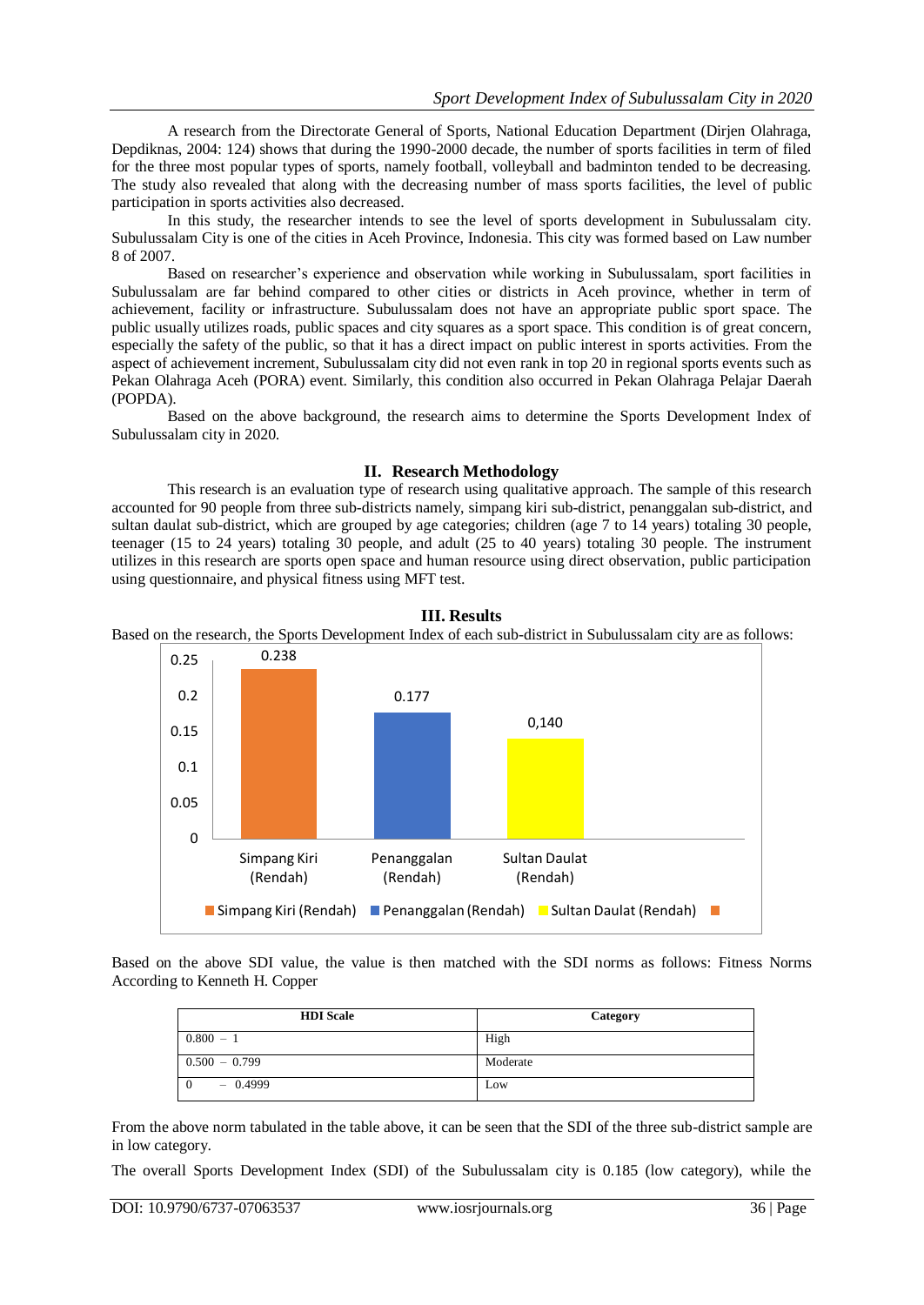A research from the Directorate General of Sports, National Education Department (Dirjen Olahraga, Depdiknas, 2004: 124) shows that during the 1990-2000 decade, the number of sports facilities in term of filed for the three most popular types of sports, namely football, volleyball and badminton tended to be decreasing. The study also revealed that along with the decreasing number of mass sports facilities, the level of public participation in sports activities also decreased.

In this study, the researcher intends to see the level of sports development in Subulussalam city. Subulussalam City is one of the cities in Aceh Province, Indonesia. This city was formed based on Law number 8 of 2007.

Based on researcher's experience and observation while working in Subulussalam, sport facilities in Subulussalam are far behind compared to other cities or districts in Aceh province, whether in term of achievement, facility or infrastructure. Subulussalam does not have an appropriate public sport space. The public usually utilizes roads, public spaces and city squares as a sport space. This condition is of great concern, especially the safety of the public, so that it has a direct impact on public interest in sports activities. From the aspect of achievement increment, Subulussalam city did not even rank in top 20 in regional sports events such as Pekan Olahraga Aceh (PORA) event. Similarly, this condition also occurred in Pekan Olahraga Pelajar Daerah (POPDA).

Based on the above background, the research aims to determine the Sports Development Index of Subulussalam city in 2020.

## II. Research Methodology

This research is an evaluation type of research using qualitative approach. The sample of this research accounted for 90 people from three sub-districts namely, simpang kiri sub-district, penanggalan sub-district, and sultan daulat sub-district, which are grouped by age categories; children (age 7 to 14 years) totaling 30 people, teenager (15 to 24 years) totaling 30 people, and adult (25 to 40 years) totaling 30 people. The instrument utilizes in this research are sports open space and human resource using direct observation, public participation using questionnaire, and physical fitness using MFT test.

## III. Results

Based on the research, the Sports Development Index of each sub-district in Subulussalam city are as follows:

| Sub-district | SDI |
|---|---|
| Simpang Kiri (Rendah) | 0.238 |
| Penanggalan (Rendah) | 0.177 |
| Sultan Daulat (Rendah) | 0,140 |

Based on the above SDI value, the value is then matched with the SDI norms as follows: Fitness Norms According to Kenneth H. Copper

| HDI Scale | Category |
|---|---|
| 0.800 – 1 | High |
| 0.500 – 0.799 | Moderate |
| 0 – 0.4999 | Low |

From the above norm tabulated in the table above, it can be seen that the SDI of the three sub-district sample are in low category.

The overall Sports Development Index (SDI) of the Subulussalam city is 0.185 (low category), while the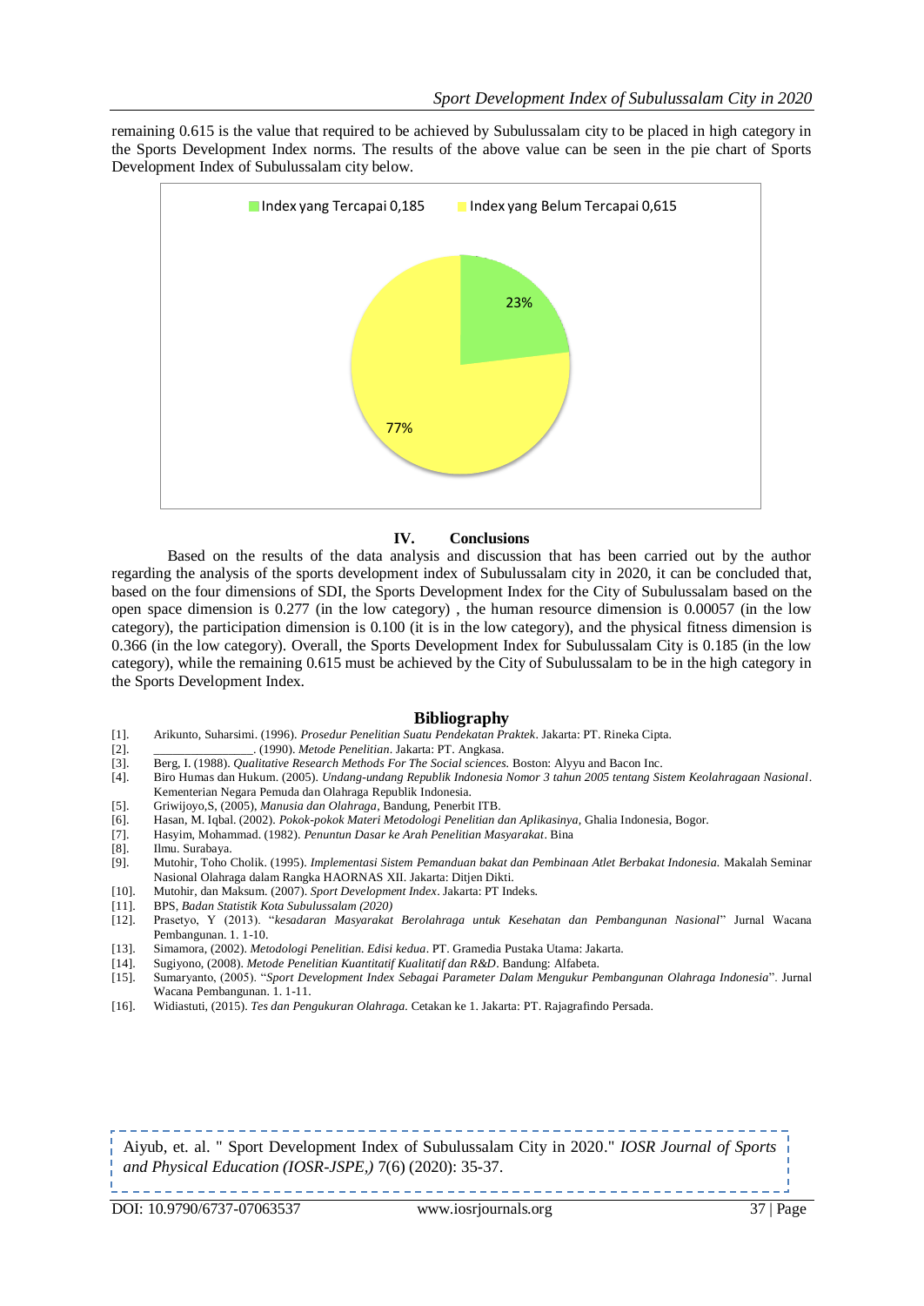remaining 0.615 is the value that required to be achieved by Subulussalam city to be placed in high category in the Sports Development Index norms. The results of the above value can be seen in the pie chart of Sports Development Index of Subulussalam city below.

Index yang Tercapai 0,185

Index yang Belum Tercapai 0,615

23%

77%

## IV. Conclusions

Based on the results of the data analysis and discussion that has been carried out by the author regarding the analysis of the sports development index of Subulussalam city in 2020, it can be concluded that, based on the four dimensions of SDI, the Sports Development Index for the City of Subulussalam based on the open space dimension is 0.277 (in the low category) , the human resource dimension is 0.00057 (in the low category), the participation dimension is 0.100 (it is in the low category), and the physical fitness dimension is 0.366 (in the low category). Overall, the Sports Development Index for Subulussalam City is 0.185 (in the low category), while the remaining 0.615 must be achieved by the City of Subulussalam to be in the high category in the Sports Development Index.

## Bibliography

[1]. Arikunto, Suharsimi. (1996). *Prosedur Penelitian Suatu Pendekatan Praktek*. Jakarta: PT. Rineka Cipta.
[2]. _______________. (1990). *Metode Penelitian*. Jakarta: PT. Angkasa.
[3]. Berg, I. (1988). *Qualitative Research Methods For The Social sciences.* Boston: Alyyu and Bacon Inc.
[4]. Biro Humas dan Hukum. (2005). *Undang-undang Republik Indonesia Nomor 3 tahun 2005 tentang Sistem Keolahragaan Nasional*. Kementerian Negara Pemuda dan Olahraga Republik Indonesia.
[5]. Griwijoyo,S, (2005), *Manusia dan Olahraga*, Bandung, Penerbit ITB.
[6]. Hasan, M. Iqbal. (2002). *Pokok-pokok Materi Metodologi Penelitian dan Aplikasinya*, Ghalia Indonesia, Bogor.
[7]. Hasyim, Mohammad. (1982). *Penuntun Dasar ke Arah Penelitian Masyarakat*. Bina
[8]. Ilmu. Surabaya.
[9]. Mutohir, Toho Cholik. (1995). *Implementasi Sistem Pemanduan bakat dan Pembinaan Atlet Berbakat Indonesia.* Makalah Seminar Nasional Olahraga dalam Rangka HAORNAS XII. Jakarta: Ditjen Dikti.
[10]. Mutohir, dan Maksum. (2007). *Sport Development Index*. Jakarta: PT Indeks.
[11]. BPS, *Badan Statistik Kota Subulussalam (2020)*
[12]. Prasetyo, Y (2013). "*kesadaran Masyarakat Berolahraga untuk Kesehatan dan Pembangunan Nasional*" Jurnal Wacana Pembangunan. 1. 1-10.
[13]. Simamora, (2002). *Metodologi Penelitian. Edisi kedua*. PT. Gramedia Pustaka Utama: Jakarta.
[14]. Sugiyono, (2008). *Metode Penelitian Kuantitatif Kualitatif dan R&D*. Bandung: Alfabeta.
[15]. Sumaryanto, (2005). "*Sport Development Index Sebagai Parameter Dalam Mengukur Pembangunan Olahraga Indonesia*". Jurnal Wacana Pembangunan. 1. 1-11.
[16]. Widiastuti, (2015). *Tes dan Pengukuran Olahraga.* Cetakan ke 1. Jakarta: PT. Rajagrafindo Persada.

Aiyub, et. al. " Sport Development Index of Subulussalam City in 2020." *IOSR Journal of Sports and Physical Education (IOSR-JSPE,)* 7(6) (2020): 35-37.